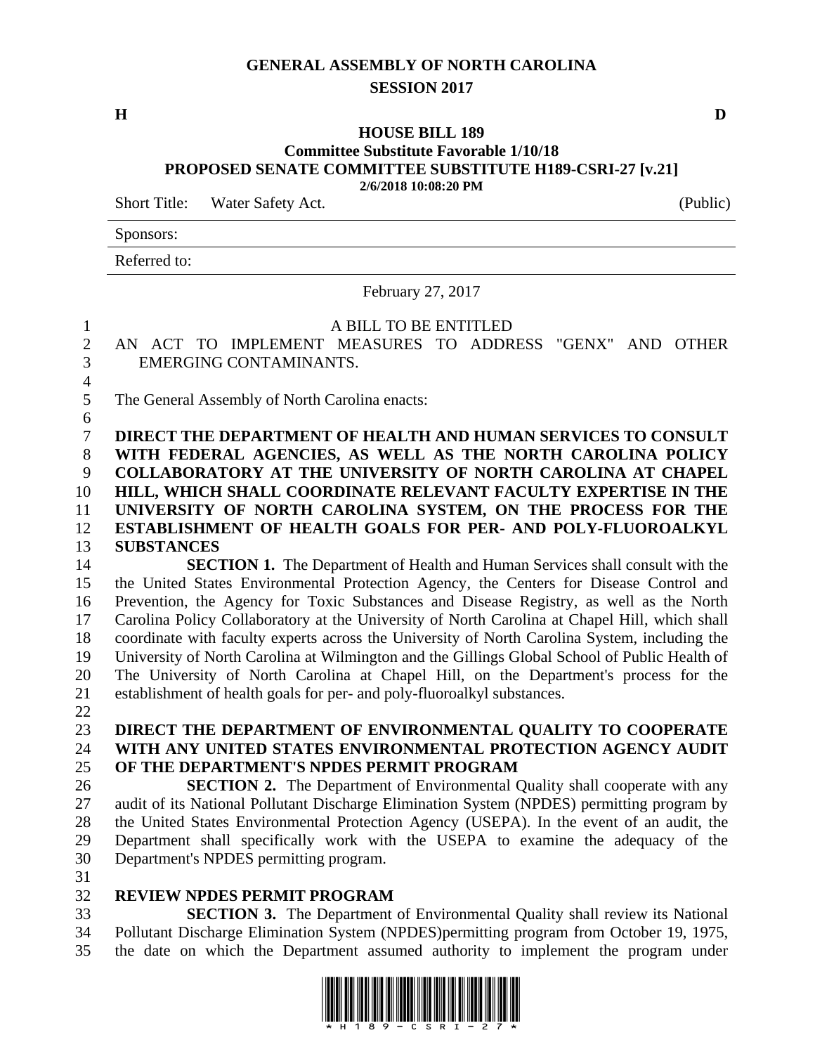# GENERAL ASSEMBLY OF NORTH CAROLINA
## SESSION 2017

**H** **D**

**HOUSE BILL 189**
**Committee Substitute Favorable 1/10/18**
**PROPOSED SENATE COMMITTEE SUBSTITUTE H189-CSRI-27 [v.21]**
**2/6/2018 10:08:20 PM**

Short Title: Water Safety Act. (Public)

Sponsors:

Referred to:

February 27, 2017

A BILL TO BE ENTITLED

AN ACT TO IMPLEMENT MEASURES TO ADDRESS "GENX" AND OTHER EMERGING CONTAMINANTS.

The General Assembly of North Carolina enacts:

**DIRECT THE DEPARTMENT OF HEALTH AND HUMAN SERVICES TO CONSULT WITH FEDERAL AGENCIES, AS WELL AS THE NORTH CAROLINA POLICY COLLABORATORY AT THE UNIVERSITY OF NORTH CAROLINA AT CHAPEL HILL, WHICH SHALL COORDINATE RELEVANT FACULTY EXPERTISE IN THE UNIVERSITY OF NORTH CAROLINA SYSTEM, ON THE PROCESS FOR THE ESTABLISHMENT OF HEALTH GOALS FOR PER- AND POLY-FLUOROALKYL SUBSTANCES**

**SECTION 1.** The Department of Health and Human Services shall consult with the the United States Environmental Protection Agency, the Centers for Disease Control and Prevention, the Agency for Toxic Substances and Disease Registry, as well as the North Carolina Policy Collaboratory at the University of North Carolina at Chapel Hill, which shall coordinate with faculty experts across the University of North Carolina System, including the University of North Carolina at Wilmington and the Gillings Global School of Public Health of The University of North Carolina at Chapel Hill, on the Department's process for the establishment of health goals for per- and poly-fluoroalkyl substances.

**DIRECT THE DEPARTMENT OF ENVIRONMENTAL QUALITY TO COOPERATE WITH ANY UNITED STATES ENVIRONMENTAL PROTECTION AGENCY AUDIT OF THE DEPARTMENT'S NPDES PERMIT PROGRAM**

**SECTION 2.** The Department of Environmental Quality shall cooperate with any audit of its National Pollutant Discharge Elimination System (NPDES) permitting program by the United States Environmental Protection Agency (USEPA). In the event of an audit, the Department shall specifically work with the USEPA to examine the adequacy of the Department's NPDES permitting program.

**REVIEW NPDES PERMIT PROGRAM**

**SECTION 3.** The Department of Environmental Quality shall review its National Pollutant Discharge Elimination System (NPDES)permitting program from October 19, 1975, the date on which the Department assumed authority to implement the program under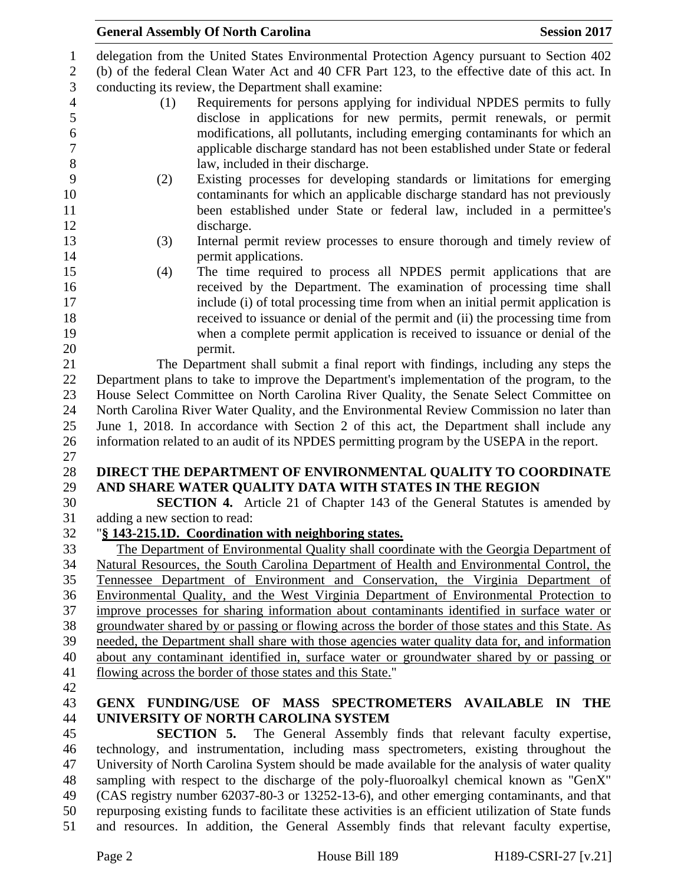delegation from the United States Environmental Protection Agency pursuant to Section 402 (b) of the federal Clean Water Act and 40 CFR Part 123, to the effective date of this act. In conducting its review, the Department shall examine:

(1) Requirements for persons applying for individual NPDES permits to fully disclose in applications for new permits, permit renewals, or permit modifications, all pollutants, including emerging contaminants for which an applicable discharge standard has not been established under State or federal law, included in their discharge.

(2) Existing processes for developing standards or limitations for emerging contaminants for which an applicable discharge standard has not previously been established under State or federal law, included in a permittee's discharge.

(3) Internal permit review processes to ensure thorough and timely review of permit applications.

(4) The time required to process all NPDES permit applications that are received by the Department. The examination of processing time shall include (i) of total processing time from when an initial permit application is received to issuance or denial of the permit and (ii) the processing time from when a complete permit application is received to issuance or denial of the permit.

The Department shall submit a final report with findings, including any steps the Department plans to take to improve the Department's implementation of the program, to the House Select Committee on North Carolina River Quality, the Senate Select Committee on North Carolina River Water Quality, and the Environmental Review Commission no later than June 1, 2018. In accordance with Section 2 of this act, the Department shall include any information related to an audit of its NPDES permitting program by the USEPA in the report.

**DIRECT THE DEPARTMENT OF ENVIRONMENTAL QUALITY TO COORDINATE AND SHARE WATER QUALITY DATA WITH STATES IN THE REGION**

**SECTION 4.** Article 21 of Chapter 143 of the General Statutes is amended by adding a new section to read:

"**§ 143-215.1D. Coordination with neighboring states.**

The Department of Environmental Quality shall coordinate with the Georgia Department of Natural Resources, the South Carolina Department of Health and Environmental Control, the Tennessee Department of Environment and Conservation, the Virginia Department of Environmental Quality, and the West Virginia Department of Environmental Protection to improve processes for sharing information about contaminants identified in surface water or groundwater shared by or passing or flowing across the border of those states and this State. As needed, the Department shall share with those agencies water quality data for, and information about any contaminant identified in, surface water or groundwater shared by or passing or flowing across the border of those states and this State."

**GENX FUNDING/USE OF MASS SPECTROMETERS AVAILABLE IN THE UNIVERSITY OF NORTH CAROLINA SYSTEM**

**SECTION 5.** The General Assembly finds that relevant faculty expertise, technology, and instrumentation, including mass spectrometers, existing throughout the University of North Carolina System should be made available for the analysis of water quality sampling with respect to the discharge of the poly-fluoroalkyl chemical known as "GenX" (CAS registry number 62037-80-3 or 13252-13-6), and other emerging contaminants, and that repurposing existing funds to facilitate these activities is an efficient utilization of State funds and resources. In addition, the General Assembly finds that relevant faculty expertise,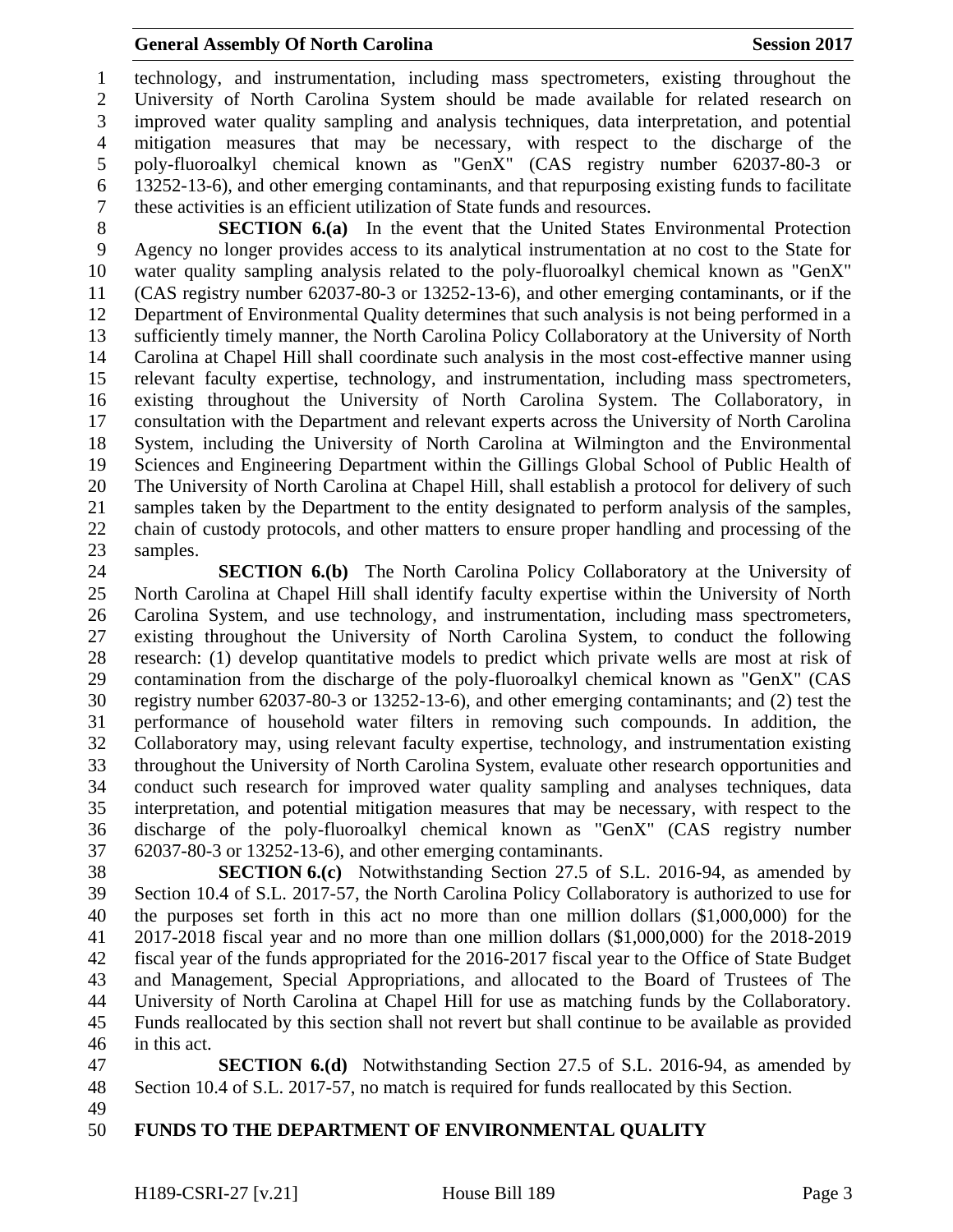technology, and instrumentation, including mass spectrometers, existing throughout the University of North Carolina System should be made available for related research on improved water quality sampling and analysis techniques, data interpretation, and potential mitigation measures that may be necessary, with respect to the discharge of the poly-fluoroalkyl chemical known as "GenX" (CAS registry number 62037-80-3 or 13252-13-6), and other emerging contaminants, and that repurposing existing funds to facilitate these activities is an efficient utilization of State funds and resources.

**SECTION 6.(a)** In the event that the United States Environmental Protection Agency no longer provides access to its analytical instrumentation at no cost to the State for water quality sampling analysis related to the poly-fluoroalkyl chemical known as "GenX" (CAS registry number 62037-80-3 or 13252-13-6), and other emerging contaminants, or if the Department of Environmental Quality determines that such analysis is not being performed in a sufficiently timely manner, the North Carolina Policy Collaboratory at the University of North Carolina at Chapel Hill shall coordinate such analysis in the most cost-effective manner using relevant faculty expertise, technology, and instrumentation, including mass spectrometers, existing throughout the University of North Carolina System. The Collaboratory, in consultation with the Department and relevant experts across the University of North Carolina System, including the University of North Carolina at Wilmington and the Environmental Sciences and Engineering Department within the Gillings Global School of Public Health of The University of North Carolina at Chapel Hill, shall establish a protocol for delivery of such samples taken by the Department to the entity designated to perform analysis of the samples, chain of custody protocols, and other matters to ensure proper handling and processing of the samples.

**SECTION 6.(b)** The North Carolina Policy Collaboratory at the University of North Carolina at Chapel Hill shall identify faculty expertise within the University of North Carolina System, and use technology, and instrumentation, including mass spectrometers, existing throughout the University of North Carolina System, to conduct the following research: (1) develop quantitative models to predict which private wells are most at risk of contamination from the discharge of the poly-fluoroalkyl chemical known as "GenX" (CAS registry number 62037-80-3 or 13252-13-6), and other emerging contaminants; and (2) test the performance of household water filters in removing such compounds. In addition, the Collaboratory may, using relevant faculty expertise, technology, and instrumentation existing throughout the University of North Carolina System, evaluate other research opportunities and conduct such research for improved water quality sampling and analyses techniques, data interpretation, and potential mitigation measures that may be necessary, with respect to the discharge of the poly-fluoroalkyl chemical known as "GenX" (CAS registry number 62037-80-3 or 13252-13-6), and other emerging contaminants.

**SECTION 6.(c)** Notwithstanding Section 27.5 of S.L. 2016-94, as amended by Section 10.4 of S.L. 2017-57, the North Carolina Policy Collaboratory is authorized to use for the purposes set forth in this act no more than one million dollars ($1,000,000) for the 2017-2018 fiscal year and no more than one million dollars ($1,000,000) for the 2018-2019 fiscal year of the funds appropriated for the 2016-2017 fiscal year to the Office of State Budget and Management, Special Appropriations, and allocated to the Board of Trustees of The University of North Carolina at Chapel Hill for use as matching funds by the Collaboratory. Funds reallocated by this section shall not revert but shall continue to be available as provided in this act.

**SECTION 6.(d)** Notwithstanding Section 27.5 of S.L. 2016-94, as amended by Section 10.4 of S.L. 2017-57, no match is required for funds reallocated by this Section.

**FUNDS TO THE DEPARTMENT OF ENVIRONMENTAL QUALITY**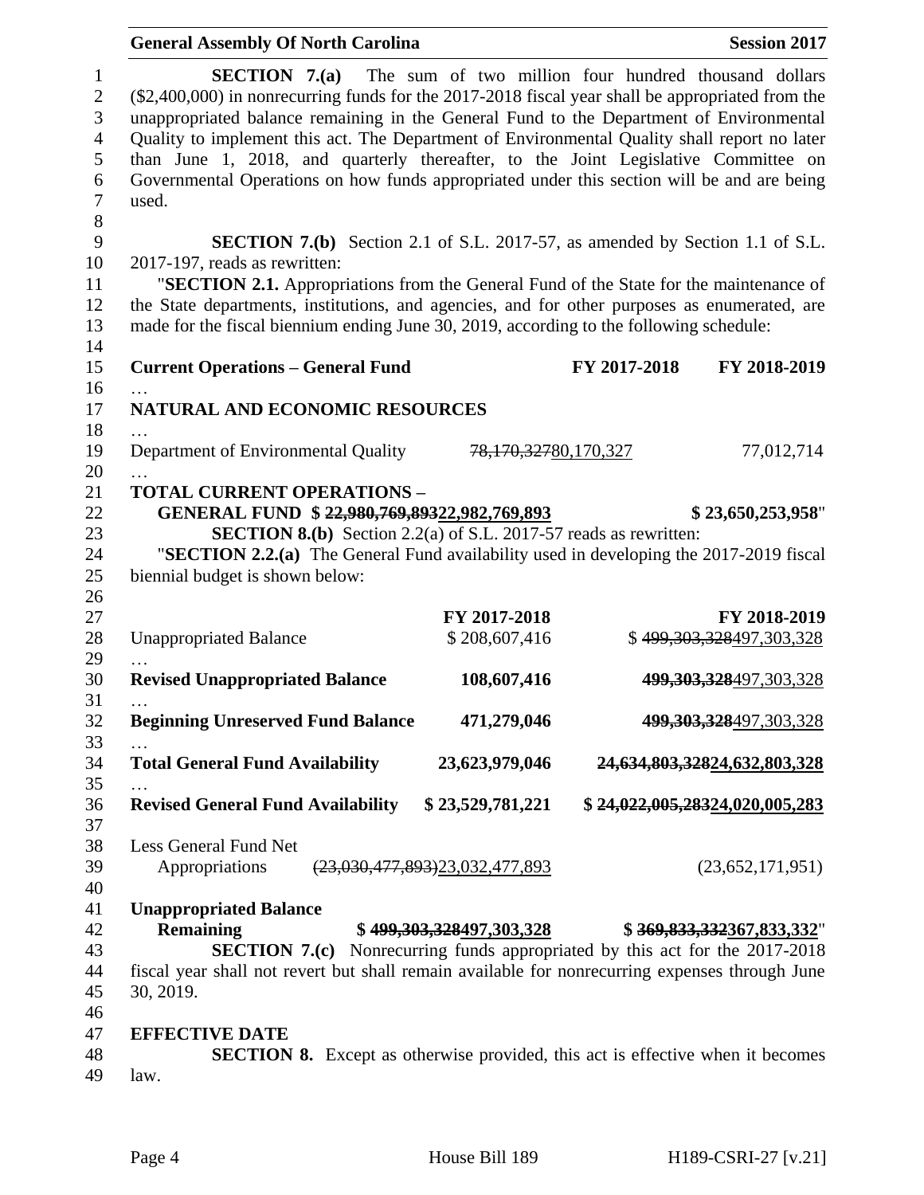**SECTION 7.(a)** The sum of two million four hundred thousand dollars ($2,400,000) in nonrecurring funds for the 2017-2018 fiscal year shall be appropriated from the unappropriated balance remaining in the General Fund to the Department of Environmental Quality to implement this act. The Department of Environmental Quality shall report no later than June 1, 2018, and quarterly thereafter, to the Joint Legislative Committee on Governmental Operations on how funds appropriated under this section will be and are being used.

**SECTION 7.(b)** Section 2.1 of S.L. 2017-57, as amended by Section 1.1 of S.L. 2017-197, reads as rewritten:

"**SECTION 2.1.** Appropriations from the General Fund of the State for the maintenance of the State departments, institutions, and agencies, and for other purposes as enumerated, are made for the fiscal biennium ending June 30, 2019, according to the following schedule:

| **Current Operations – General Fund** | **FY 2017-2018** | **FY 2018-2019** |
|---|---|---|
| … | | |
| **NATURAL AND ECONOMIC RESOURCES** | | |
| … | | |
| Department of Environmental Quality | ~~78,170,327~~80,170,327 | 77,012,714 |
| … | | |
| **TOTAL CURRENT OPERATIONS – GENERAL FUND** | **$ ~~22,980,769,893~~22,982,769,893** | **$ 23,650,253,958**" |

**SECTION 8.(b)** Section 2.2(a) of S.L. 2017-57 reads as rewritten:

"**SECTION 2.2.(a)** The General Fund availability used in developing the 2017-2019 fiscal biennial budget is shown below:

| | **FY 2017-2018** | **FY 2018-2019** |
|---|---|---|
| Unappropriated Balance | $ 208,607,416 | $ ~~499,303,328~~497,303,328 |
| … | | |
| **Revised Unappropriated Balance** | **108,607,416** | **~~499,303,328~~**497,303,328 |
| … | | |
| **Beginning Unreserved Fund Balance** | **471,279,046** | **~~499,303,328~~**497,303,328 |
| … | | |
| **Total General Fund Availability** | **23,623,979,046** | **~~24,634,803,328~~24,632,803,328** |
| … | | |
| **Revised General Fund Availability** | **$ 23,529,781,221** | **$ ~~24,022,005,283~~24,020,005,283** |
| Less General Fund Net Appropriations | ~~(23,030,477,893)~~23,032,477,893 | (23,652,171,951) |
| **Unappropriated Balance Remaining** | **$ ~~499,303,328~~497,303,328** | **$ ~~369,833,332~~367,833,332**" |

**SECTION 7.(c)** Nonrecurring funds appropriated by this act for the 2017-2018 fiscal year shall not revert but shall remain available for nonrecurring expenses through June 30, 2019.

**EFFECTIVE DATE**

**SECTION 8.** Except as otherwise provided, this act is effective when it becomes law.